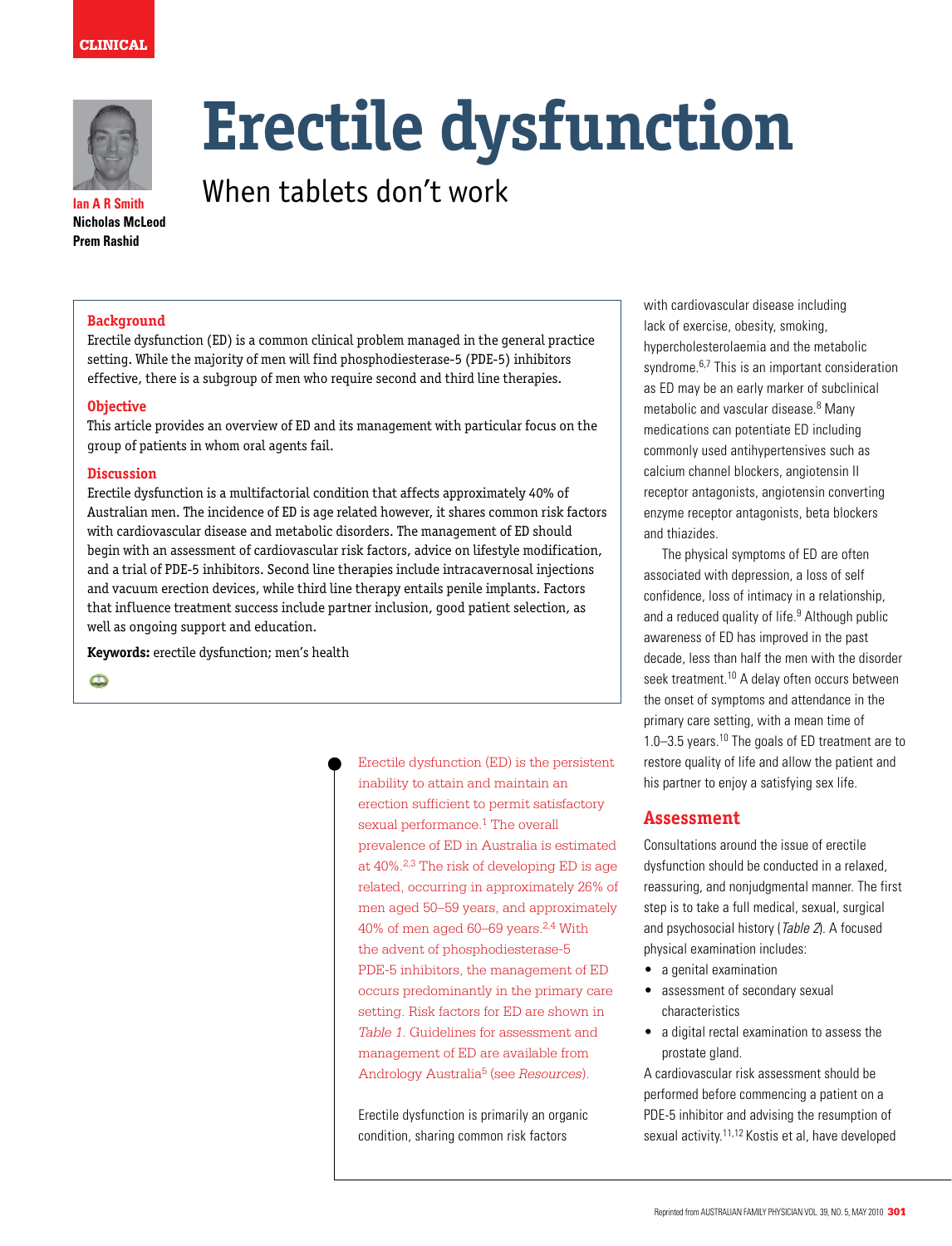CLINICAL

# Erectile dysfunction

## When tablets don't work

**Ian A R Smith**
**Nicholas McLeod**
**Prem Rashid**

### Background

Erectile dysfunction (ED) is a common clinical problem managed in the general practice setting. While the majority of men will find phosphodiesterase-5 (PDE-5) inhibitors effective, there is a subgroup of men who require second and third line therapies.

### Objective

This article provides an overview of ED and its management with particular focus on the group of patients in whom oral agents fail.

### Discussion

Erectile dysfunction is a multifactorial condition that affects approximately 40% of Australian men. The incidence of ED is age related however, it shares common risk factors with cardiovascular disease and metabolic disorders. The management of ED should begin with an assessment of cardiovascular risk factors, advice on lifestyle modification, and a trial of PDE-5 inhibitors. Second line therapies include intracavernosal injections and vacuum erection devices, while third line therapy entails penile implants. Factors that influence treatment success include partner inclusion, good patient selection, as well as ongoing support and education.

**Keywords:** erectile dysfunction; men's health

Erectile dysfunction (ED) is the persistent inability to attain and maintain an erection sufficient to permit satisfactory sexual performance.[1] The overall prevalence of ED in Australia is estimated at 40%.[2,3] The risk of developing ED is age related, occurring in approximately 26% of men aged 50–59 years, and approximately 40% of men aged 60–69 years.[2,4] With the advent of phosphodiesterase-5 PDE-5 inhibitors, the management of ED occurs predominantly in the primary care setting. Risk factors for ED are shown in *Table 1*. Guidelines for assessment and management of ED are available from Andrology Australia[5] (see *Resources*).

Erectile dysfunction is primarily an organic condition, sharing common risk factors with cardiovascular disease including lack of exercise, obesity, smoking, hypercholesterolaemia and the metabolic syndrome.[6,7] This is an important consideration as ED may be an early marker of subclinical metabolic and vascular disease.[8] Many medications can potentiate ED including commonly used antihypertensives such as calcium channel blockers, angiotensin II receptor antagonists, angiotensin converting enzyme receptor antagonists, beta blockers and thiazides.

The physical symptoms of ED are often associated with depression, a loss of self confidence, loss of intimacy in a relationship, and a reduced quality of life.[9] Although public awareness of ED has improved in the past decade, less than half the men with the disorder seek treatment.[10] A delay often occurs between the onset of symptoms and attendance in the primary care setting, with a mean time of 1.0–3.5 years.[10] The goals of ED treatment are to restore quality of life and allow the patient and his partner to enjoy a satisfying sex life.

## Assessment

Consultations around the issue of erectile dysfunction should be conducted in a relaxed, reassuring, and nonjudgmental manner. The first step is to take a full medical, sexual, surgical and psychosocial history (*Table 2*). A focused physical examination includes:

- a genital examination
- assessment of secondary sexual characteristics
- a digital rectal examination to assess the prostate gland.

A cardiovascular risk assessment should be performed before commencing a patient on a PDE-5 inhibitor and advising the resumption of sexual activity.[11,12] Kostis et al, have developed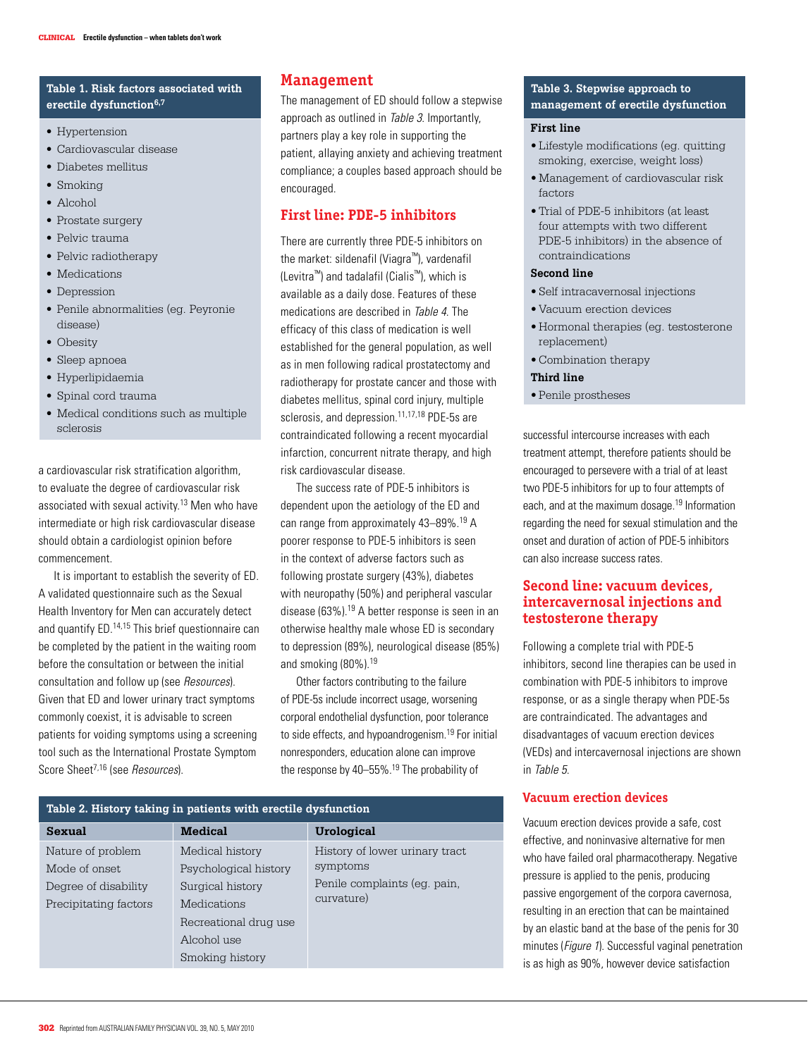**Table 1. Risk factors associated with erectile dysfunction[6,7]**

- Hypertension
- Cardiovascular disease
- Diabetes mellitus
- Smoking
- Alcohol
- Prostate surgery
- Pelvic trauma
- Pelvic radiotherapy
- Medications
- Depression
- Penile abnormalities (eg. Peyronie disease)
- Obesity
- Sleep apnoea
- Hyperlipidaemia
- Spinal cord trauma
- Medical conditions such as multiple sclerosis

a cardiovascular risk stratification algorithm, to evaluate the degree of cardiovascular risk associated with sexual activity.[13] Men who have intermediate or high risk cardiovascular disease should obtain a cardiologist opinion before commencement.

It is important to establish the severity of ED. A validated questionnaire such as the Sexual Health Inventory for Men can accurately detect and quantify ED.[14,15] This brief questionnaire can be completed by the patient in the waiting room before the consultation or between the initial consultation and follow up (see *Resources*). Given that ED and lower urinary tract symptoms commonly coexist, it is advisable to screen patients for voiding symptoms using a screening tool such as the International Prostate Symptom Score Sheet[7,16] (see *Resources*).

## Management

The management of ED should follow a stepwise approach as outlined in *Table 3*. Importantly, partners play a key role in supporting the patient, allaying anxiety and achieving treatment compliance; a couples based approach should be encouraged.

## First line: PDE-5 inhibitors

There are currently three PDE-5 inhibitors on the market: sildenafil (Viagra™), vardenafil (Levitra™) and tadalafil (Cialis™), which is available as a daily dose. Features of these medications are described in *Table 4*. The efficacy of this class of medication is well established for the general population, as well as in men following radical prostatectomy and radiotherapy for prostate cancer and those with diabetes mellitus, spinal cord injury, multiple sclerosis, and depression.[11,17,18] PDE-5s are contraindicated following a recent myocardial infarction, concurrent nitrate therapy, and high risk cardiovascular disease.

The success rate of PDE-5 inhibitors is dependent upon the aetiology of the ED and can range from approximately 43–89%.[19] A poorer response to PDE-5 inhibitors is seen in the context of adverse factors such as following prostate surgery (43%), diabetes with neuropathy (50%) and peripheral vascular disease (63%).[19] A better response is seen in an otherwise healthy male whose ED is secondary to depression (89%), neurological disease (85%) and smoking (80%).[19]

Other factors contributing to the failure of PDE-5s include incorrect usage, worsening corporal endothelial dysfunction, poor tolerance to side effects, and hypoandrogenism.[19] For initial nonresponders, education alone can improve the response by 40–55%.[19] The probability of successful intercourse increases with each treatment attempt, therefore patients should be encouraged to persevere with a trial of at least two PDE-5 inhibitors for up to four attempts of each, and at the maximum dosage.[19] Information regarding the need for sexual stimulation and the onset and duration of action of PDE-5 inhibitors can also increase success rates.

**Table 3. Stepwise approach to management of erectile dysfunction**

**First line**
- Lifestyle modifications (eg. quitting smoking, exercise, weight loss)
- Management of cardiovascular risk factors
- Trial of PDE-5 inhibitors (at least four attempts with two different PDE-5 inhibitors) in the absence of contraindications

**Second line**
- Self intracavernosal injections
- Vacuum erection devices
- Hormonal therapies (eg. testosterone replacement)
- Combination therapy

**Third line**
- Penile prostheses

**Table 2. History taking in patients with erectile dysfunction**

| Sexual | Medical | Urological |
|---|---|---|
| Nature of problem | Medical history | History of lower urinary tract symptoms |
| Mode of onset | Psychological history | Penile complaints (eg. pain, curvature) |
| Degree of disability | Surgical history | |
| Precipitating factors | Medications | |
| | Recreational drug use | |
| | Alcohol use | |
| | Smoking history | |

## Second line: vacuum devices, intercavernosal injections and testosterone therapy

Following a complete trial with PDE-5 inhibitors, second line therapies can be used in combination with PDE-5 inhibitors to improve response, or as a single therapy when PDE-5s are contraindicated. The advantages and disadvantages of vacuum erection devices (VEDs) and intercavernosal injections are shown in *Table 5*.

### Vacuum erection devices

Vacuum erection devices provide a safe, cost effective, and noninvasive alternative for men who have failed oral pharmacotherapy. Negative pressure is applied to the penis, producing passive engorgement of the corpora cavernosa, resulting in an erection that can be maintained by an elastic band at the base of the penis for 30 minutes (*Figure 1*). Successful vaginal penetration is as high as 90%, however device satisfaction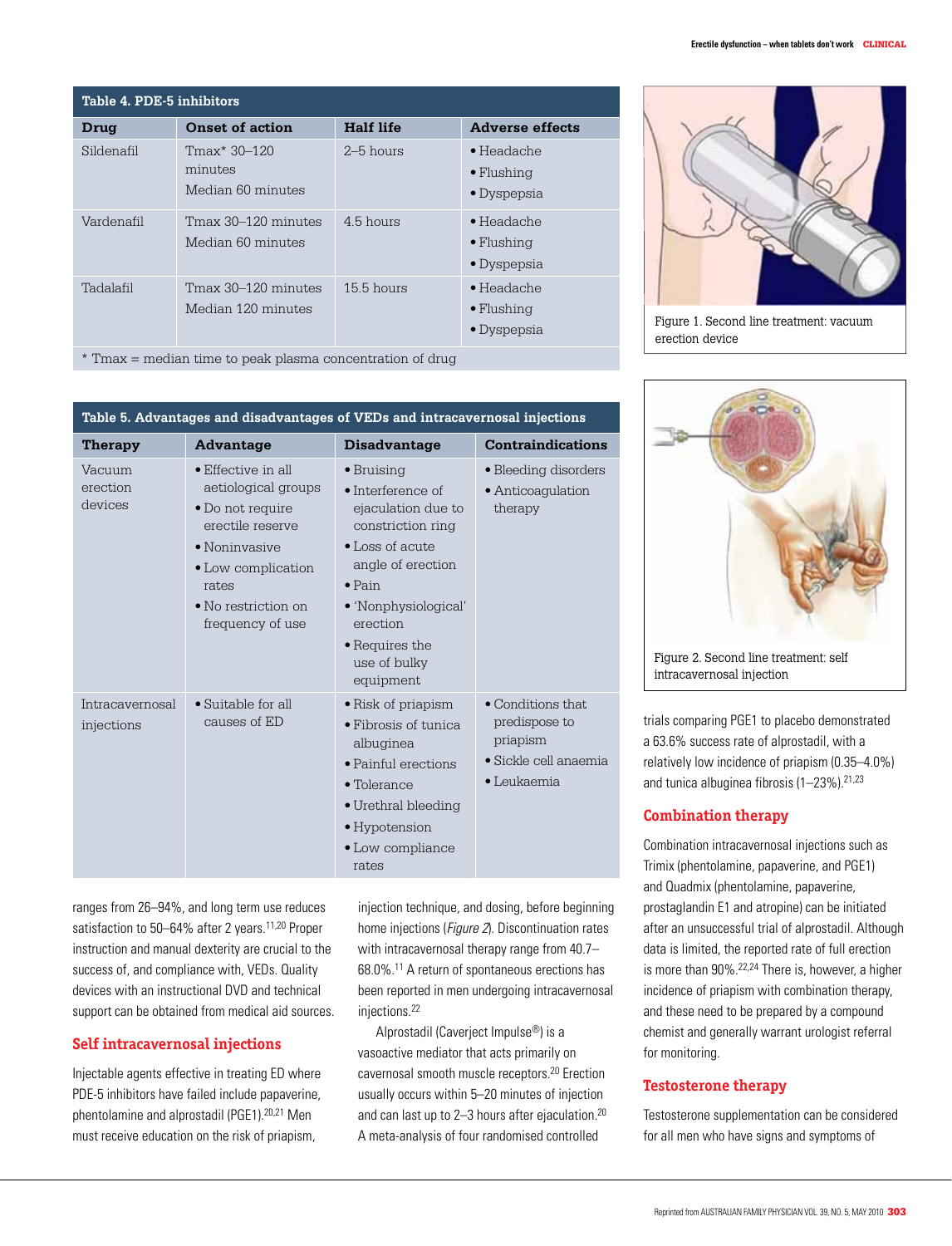**Table 4. PDE-5 inhibitors**

| Drug | Onset of action | Half life | Adverse effects |
|---|---|---|---|
| Sildenafil | Tmax* 30–120 minutes<br>Median 60 minutes | 2–5 hours | • Headache<br>• Flushing<br>• Dyspepsia |
| Vardenafil | Tmax 30–120 minutes<br>Median 60 minutes | 4.5 hours | • Headache<br>• Flushing<br>• Dyspepsia |
| Tadalafil | Tmax 30–120 minutes<br>Median 120 minutes | 15.5 hours | • Headache<br>• Flushing<br>• Dyspepsia |

\* Tmax = median time to peak plasma concentration of drug

**Table 5. Advantages and disadvantages of VEDs and intracavernosal injections**

| Therapy | Advantage | Disadvantage | Contraindications |
|---|---|---|---|
| Vacuum erection devices | • Effective in all aetiological groups<br>• Do not require erectile reserve<br>• Noninvasive<br>• Low complication rates<br>• No restriction on frequency of use | • Bruising<br>• Interference of ejaculation due to constriction ring<br>• Loss of acute angle of erection<br>• Pain<br>• 'Nonphysiological' erection<br>• Requires the use of bulky equipment | • Bleeding disorders<br>• Anticoagulation therapy |
| Intracavernosal injections | • Suitable for all causes of ED | • Risk of priapism<br>• Fibrosis of tunica albuginea<br>• Painful erections<br>• Tolerance<br>• Urethral bleeding<br>• Hypotension<br>• Low compliance rates | • Conditions that predispose to priapism<br>• Sickle cell anaemia<br>• Leukaemia |

Figure 1. Second line treatment: vacuum erection device

Figure 2. Second line treatment: self intracavernosal injection

ranges from 26–94%, and long term use reduces satisfaction to 50–64% after 2 years.[11,20] Proper instruction and manual dexterity are crucial to the success of, and compliance with, VEDs. Quality devices with an instructional DVD and technical support can be obtained from medical aid sources.

## Self intracavernosal injections

Injectable agents effective in treating ED where PDE-5 inhibitors have failed include papaverine, phentolamine and alprostadil (PGE1).[20,21] Men must receive education on the risk of priapism, injection technique, and dosing, before beginning home injections (*Figure 2*). Discontinuation rates with intracavernosal therapy range from 40.7–68.0%.[11] A return of spontaneous erections has been reported in men undergoing intracavernosal injections.[22]

Alprostadil (Caverject Impulse®) is a vasoactive mediator that acts primarily on cavernosal smooth muscle receptors.[20] Erection usually occurs within 5–20 minutes of injection and can last up to 2–3 hours after ejaculation.[20] A meta-analysis of four randomised controlled trials comparing PGE1 to placebo demonstrated a 63.6% success rate of alprostadil, with a relatively low incidence of priapism (0.35–4.0%) and tunica albuginea fibrosis (1–23%).[21,23]

## Combination therapy

Combination intracavernosal injections such as Trimix (phentolamine, papaverine, and PGE1) and Quadmix (phentolamine, papaverine, prostaglandin E1 and atropine) can be initiated after an unsuccessful trial of alprostadil. Although data is limited, the reported rate of full erection is more than 90%.[22,24] There is, however, a higher incidence of priapism with combination therapy, and these need to be prepared by a compound chemist and generally warrant urologist referral for monitoring.

## Testosterone therapy

Testosterone supplementation can be considered for all men who have signs and symptoms of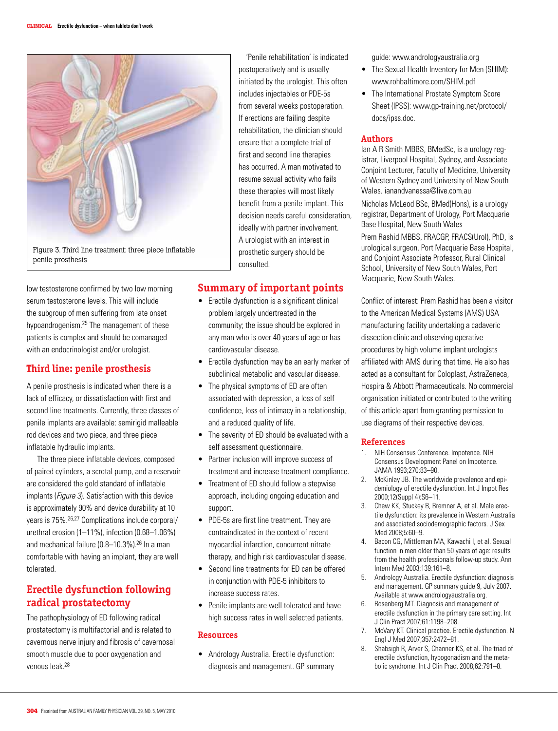Figure 3. Third line treatment: three piece inflatable penile prosthesis

low testosterone confirmed by two low morning serum testosterone levels. This will include the subgroup of men suffering from late onset hypoandrogenism.[25] The management of these patients is complex and should be comanaged with an endocrinologist and/or urologist.

## Third line: penile prosthesis

A penile prosthesis is indicated when there is a lack of efficacy, or dissatisfaction with first and second line treatments. Currently, three classes of penile implants are available: semirigid malleable rod devices and two piece, and three piece inflatable hydraulic implants.

The three piece inflatable devices, composed of paired cylinders, a scrotal pump, and a reservoir are considered the gold standard of inflatable implants (*Figure 3*). Satisfaction with this device is approximately 90% and device durability at 10 years is 75%.[26,27] Complications include corporal/urethral erosion (1–11%), infection (0.68–1.06%) and mechanical failure (0.8–10.3%).[26] In a man comfortable with having an implant, they are well tolerated.

## Erectile dysfunction following radical prostatectomy

The pathophysiology of ED following radical prostatectomy is multifactorial and is related to cavernous nerve injury and fibrosis of cavernosal smooth muscle due to poor oxygenation and venous leak.[28]

'Penile rehabilitation' is indicated postoperatively and is usually initiated by the urologist. This often includes injectables or PDE-5s from several weeks postoperation. If erections are failing despite rehabilitation, the clinician should ensure that a complete trial of first and second line therapies has occurred. A man motivated to resume sexual activity who fails these therapies will most likely benefit from a penile implant. This decision needs careful consideration, ideally with partner involvement. A urologist with an interest in prosthetic surgery should be consulted.

## Summary of important points

- Erectile dysfunction is a significant clinical problem largely undertreated in the community; the issue should be explored in any man who is over 40 years of age or has cardiovascular disease.
- Erectile dysfunction may be an early marker of subclinical metabolic and vascular disease.
- The physical symptoms of ED are often associated with depression, a loss of self confidence, loss of intimacy in a relationship, and a reduced quality of life.
- The severity of ED should be evaluated with a self assessment questionnaire.
- Partner inclusion will improve success of treatment and increase treatment compliance.
- Treatment of ED should follow a stepwise approach, including ongoing education and support.
- PDE-5s are first line treatment. They are contraindicated in the context of recent myocardial infarction, concurrent nitrate therapy, and high risk cardiovascular disease.
- Second line treatments for ED can be offered in conjunction with PDE-5 inhibitors to increase success rates.
- Penile implants are well tolerated and have high success rates in well selected patients.

## Resources

- Andrology Australia. Erectile dysfunction: diagnosis and management. GP summary guide: www.andrologyaustralia.org
- The Sexual Health Inventory for Men (SHIM): www.rohbaltimore.com/SHIM.pdf
- The International Prostate Symptom Score Sheet (IPSS): www.gp-training.net/protocol/docs/ipss.doc.

## Authors

Ian A R Smith MBBS, BMedSc, is a urology registrar, Liverpool Hospital, Sydney, and Associate Conjoint Lecturer, Faculty of Medicine, University of Western Sydney and University of New South Wales. ianandvanessa@live.com.au

Nicholas McLeod BSc, BMed(Hons), is a urology registrar, Department of Urology, Port Macquarie Base Hospital, New South Wales

Prem Rashid MBBS, FRACGP, FRACS(Urol), PhD, is urological surgeon, Port Macquarie Base Hospital, and Conjoint Associate Professor, Rural Clinical School, University of New South Wales, Port Macquarie, New South Wales.

Conflict of interest: Prem Rashid has been a visitor to the American Medical Systems (AMS) USA manufacturing facility undertaking a cadaveric dissection clinic and observing operative procedures by high volume implant urologists affiliated with AMS during that time. He also has acted as a consultant for Coloplast, AstraZeneca, Hospira & Abbott Pharmaceuticals. No commercial organisation initiated or contributed to the writing of this article apart from granting permission to use diagrams of their respective devices.

## References

1. NIH Consensus Conference. Impotence. NIH Consensus Development Panel on Impotence. JAMA 1993;270:83–90.
2. McKinlay JB. The worldwide prevalence and epidemiology of erectile dysfunction. Int J Impot Res 2000;12(Suppl 4):S6–11.
3. Chew KK, Stuckey B, Bremner A, et al. Male erectile dysfunction: its prevalence in Western Australia and associated sociodemographic factors. J Sex Med 2008;5:60–9.
4. Bacon CG, Mittleman MA, Kawachi I, et al. Sexual function in men older than 50 years of age: results from the health professionals follow-up study. Ann Intern Med 2003;139:161–8.
5. Andrology Australia. Erectile dysfunction: diagnosis and management. GP summary guide 9, July 2007. Available at www.andrologyaustralia.org.
6. Rosenberg MT. Diagnosis and management of erectile dysfunction in the primary care setting. Int J Clin Pract 2007;61:1198–208.
7. McVary KT. Clinical practice. Erectile dysfunction. N Engl J Med 2007;357:2472–81.
8. Shabsigh R, Arver S, Channer KS, et al. The triad of erectile dysfunction, hypogonadism and the metabolic syndrome. Int J Clin Pract 2008;62:791–8.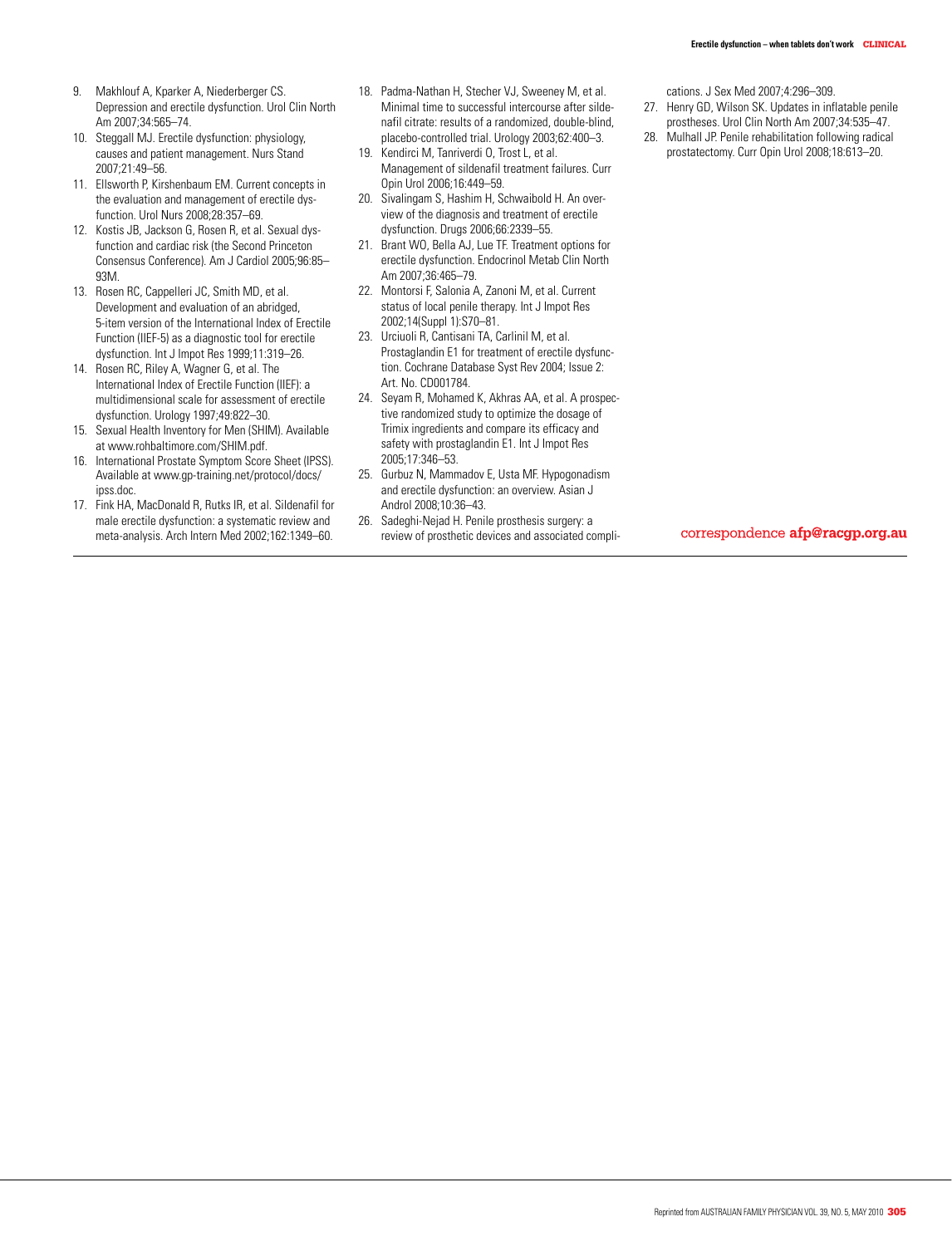9. Makhlouf A, Kparker A, Niederberger CS. Depression and erectile dysfunction. Urol Clin North Am 2007;34:565–74.
10. Steggall MJ. Erectile dysfunction: physiology, causes and patient management. Nurs Stand 2007;21:49–56.
11. Ellsworth P, Kirshenbaum EM. Current concepts in the evaluation and management of erectile dysfunction. Urol Nurs 2008;28:357–69.
12. Kostis JB, Jackson G, Rosen R, et al. Sexual dysfunction and cardiac risk (the Second Princeton Consensus Conference). Am J Cardiol 2005;96:85–93M.
13. Rosen RC, Cappelleri JC, Smith MD, et al. Development and evaluation of an abridged, 5-item version of the International Index of Erectile Function (IIEF-5) as a diagnostic tool for erectile dysfunction. Int J Impot Res 1999;11:319–26.
14. Rosen RC, Riley A, Wagner G, et al. The International Index of Erectile Function (IIEF): a multidimensional scale for assessment of erectile dysfunction. Urology 1997;49:822–30.
15. Sexual Health Inventory for Men (SHIM). Available at www.rohbaltimore.com/SHIM.pdf.
16. International Prostate Symptom Score Sheet (IPSS). Available at www.gp-training.net/protocol/docs/ipss.doc.
17. Fink HA, MacDonald R, Rutks IR, et al. Sildenafil for male erectile dysfunction: a systematic review and meta-analysis. Arch Intern Med 2002;162:1349–60.
18. Padma-Nathan H, Stecher VJ, Sweeney M, et al. Minimal time to successful intercourse after sildenafil citrate: results of a randomized, double-blind, placebo-controlled trial. Urology 2003;62:400–3.
19. Kendirci M, Tanriverdi O, Trost L, et al. Management of sildenafil treatment failures. Curr Opin Urol 2006;16:449–59.
20. Sivalingam S, Hashim H, Schwaibold H. An overview of the diagnosis and treatment of erectile dysfunction. Drugs 2006;66:2339–55.
21. Brant WO, Bella AJ, Lue TF. Treatment options for erectile dysfunction. Endocrinol Metab Clin North Am 2007;36:465–79.
22. Montorsi F, Salonia A, Zanoni M, et al. Current status of local penile therapy. Int J Impot Res 2002;14(Suppl 1):S70–81.
23. Urciuoli R, Cantisani TA, Carlinil M, et al. Prostaglandin E1 for treatment of erectile dysfunction. Cochrane Database Syst Rev 2004; Issue 2: Art. No. CD001784.
24. Seyam R, Mohamed K, Akhras AA, et al. A prospective randomized study to optimize the dosage of Trimix ingredients and compare its efficacy and safety with prostaglandin E1. Int J Impot Res 2005;17:346–53.
25. Gurbuz N, Mammadov E, Usta MF. Hypogonadism and erectile dysfunction: an overview. Asian J Androl 2008;10:36–43.
26. Sadeghi-Nejad H. Penile prosthesis surgery: a review of prosthetic devices and associated complications. J Sex Med 2007;4:296–309.
27. Henry GD, Wilson SK. Updates in inflatable penile prostheses. Urol Clin North Am 2007;34:535–47.
28. Mulhall JP. Penile rehabilitation following radical prostatectomy. Curr Opin Urol 2008;18:613–20.

correspondence **afp@racgp.org.au**